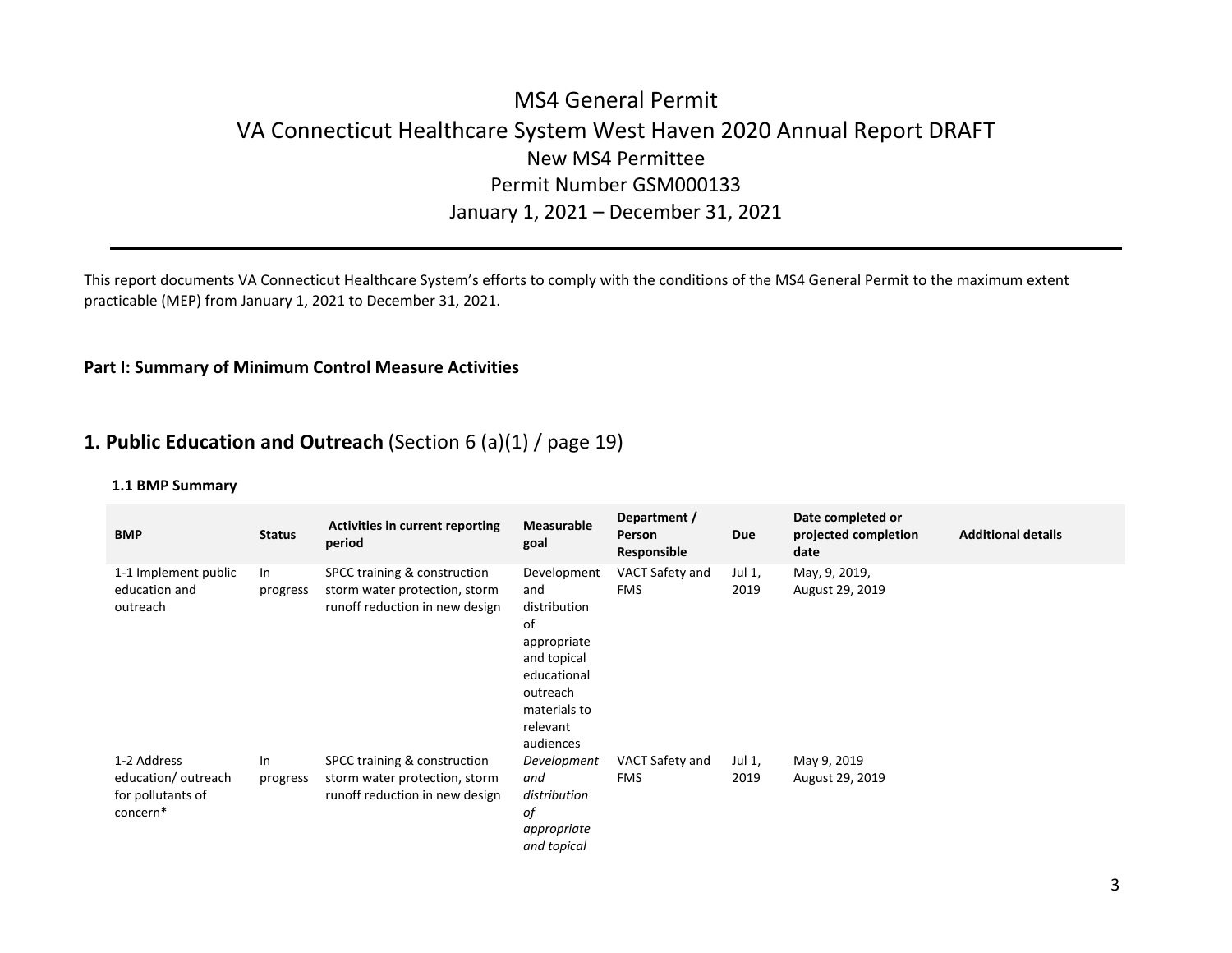# MS4 General Permit

## VA Connecticut Healthcare System West Haven 2020 Annual Report DRAFT

### New MS4 Permittee

### Permit Number GSM000133

### January 1, 2021 – December 31, 2021

---

This report documents VA Connecticut Healthcare System's efforts to comply with the conditions of the MS4 General Permit to the maximum extent practicable (MEP) from January 1, 2021 to December 31, 2021.

**Part I: Summary of Minimum Control Measure Activities**

## 1. Public Education and Outreach (Section 6 (a)(1) / page 19)

**1.1 BMP Summary**

| BMP | Status | Activities in current reporting period | Measurable goal | Department / Person Responsible | Due | Date completed or projected completion date | Additional details |
|---|---|---|---|---|---|---|---|
| 1-1 Implement public education and outreach | In progress | SPCC training & construction storm water protection, storm runoff reduction in new design | Development and distribution of appropriate and topical educational outreach materials to relevant audiences | VACT Safety and FMS | Jul 1, 2019 | May, 9, 2019, August 29, 2019 | |
| 1-2 Address education/ outreach for pollutants of concern* | In progress | SPCC training & construction storm water protection, storm runoff reduction in new design | *Development and distribution of appropriate and topical* | VACT Safety and FMS | Jul 1, 2019 | May 9, 2019 August 29, 2019 | |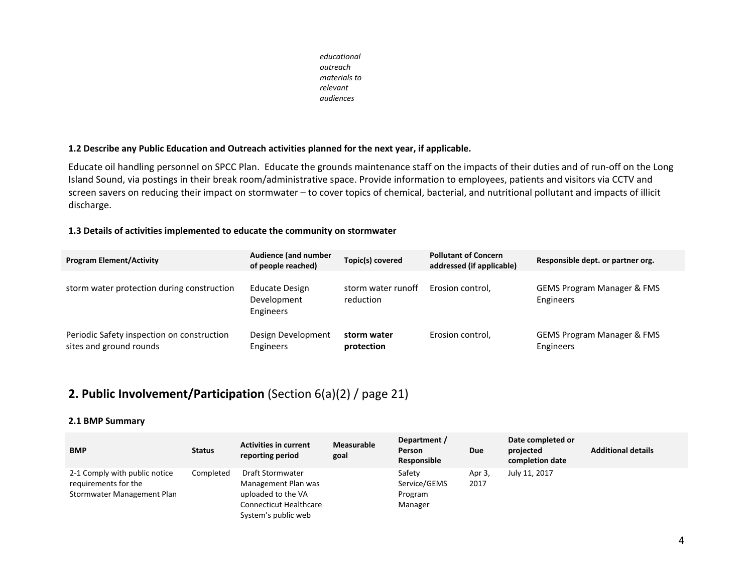*educational outreach materials to relevant audiences*

#### 1.2 Describe any Public Education and Outreach activities planned for the next year, if applicable.

Educate oil handling personnel on SPCC Plan. Educate the grounds maintenance staff on the impacts of their duties and of run-off on the Long Island Sound, via postings in their break room/administrative space. Provide information to employees, patients and visitors via CCTV and screen savers on reducing their impact on stormwater – to cover topics of chemical, bacterial, and nutritional pollutant and impacts of illicit discharge.

#### 1.3 Details of activities implemented to educate the community on stormwater

| Program Element/Activity | Audience (and number of people reached) | Topic(s) covered | Pollutant of Concern addressed (if applicable) | Responsible dept. or partner org. |
|---|---|---|---|---|
| storm water protection during construction | Educate Design Development Engineers | storm water runoff reduction | Erosion control, | GEMS Program Manager & FMS Engineers |
| Periodic Safety inspection on construction sites and ground rounds | Design Development Engineers | **storm water protection** | Erosion control, | GEMS Program Manager & FMS Engineers |

## 2. Public Involvement/Participation (Section 6(a)(2) / page 21)

#### 2.1 BMP Summary

| BMP | Status | Activities in current reporting period | Measurable goal | Department / Person Responsible | Due | Date completed or projected completion date | Additional details |
|---|---|---|---|---|---|---|---|
| 2-1 Comply with public notice requirements for the Stormwater Management Plan | Completed | Draft Stormwater Management Plan was uploaded to the VA Connecticut Healthcare System's public web | | Safety Service/GEMS Program Manager | Apr 3, 2017 | July 11, 2017 | |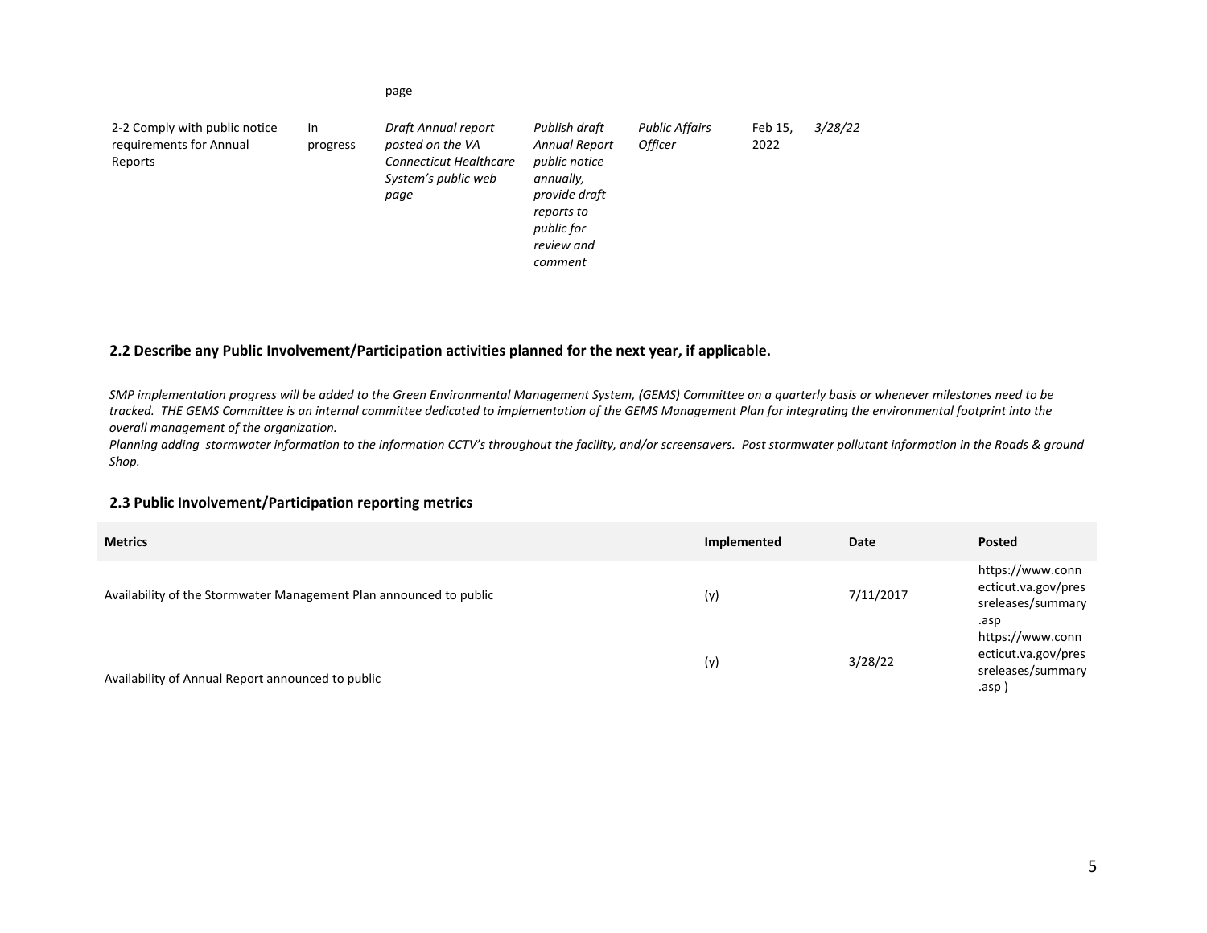| | | page | | | | |
|---|---|---|---|---|---|---|
| 2-2 Comply with public notice requirements for Annual Reports | In progress | *Draft Annual report posted on the VA Connecticut Healthcare System's public web page* | *Publish draft Annual Report public notice annually, provide draft reports to public for review and comment* | *Public Affairs Officer* | Feb 15, 2022 | *3/28/22* |

## 2.2 Describe any Public Involvement/Participation activities planned for the next year, if applicable.

*SMP implementation progress will be added to the Green Environmental Management System, (GEMS) Committee on a quarterly basis or whenever milestones need to be tracked. THE GEMS Committee is an internal committee dedicated to implementation of the GEMS Management Plan for integrating the environmental footprint into the overall management of the organization.*

*Planning adding stormwater information to the information CCTV's throughout the facility, and/or screensavers. Post stormwater pollutant information in the Roads & ground Shop.*

## 2.3 Public Involvement/Participation reporting metrics

| Metrics | Implemented | Date | Posted |
|---|---|---|---|
| Availability of the Stormwater Management Plan announced to public | (y) | 7/11/2017 | https://www.connecticut.va.gov/pressreleases/summary.asp |
| Availability of Annual Report announced to public | (y) | 3/28/22 | https://www.connecticut.va.gov/pressreleases/summary.asp ) |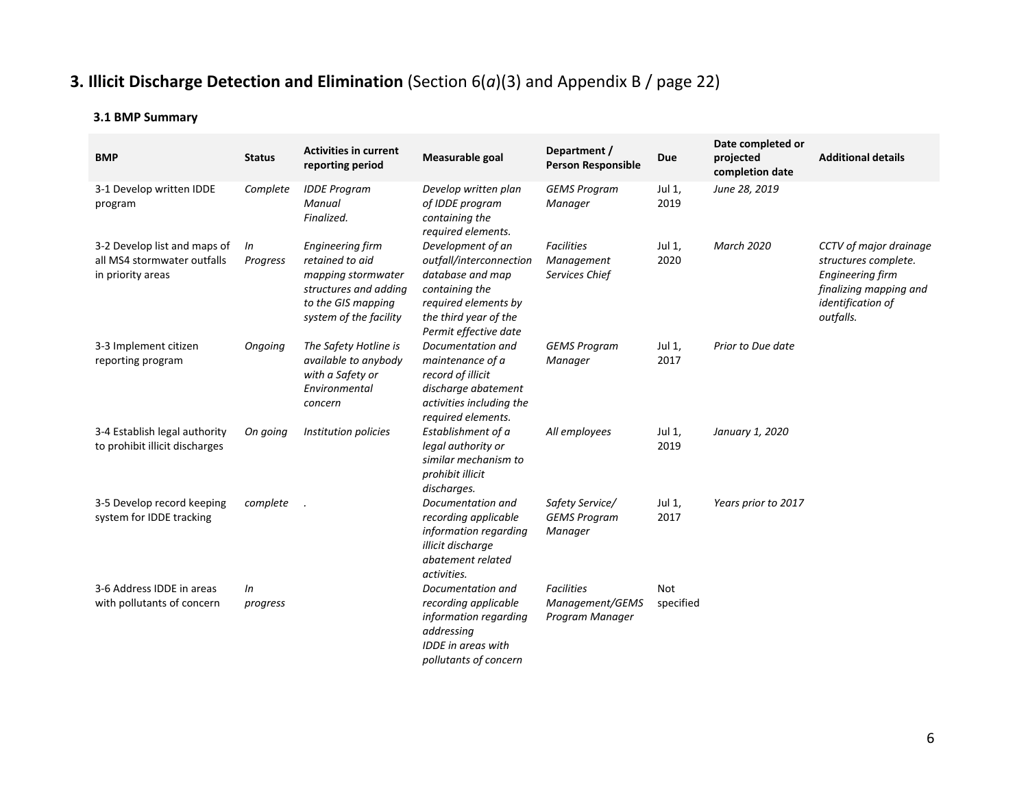# 3. Illicit Discharge Detection and Elimination (Section 6(*a*)(3) and Appendix B / page 22)

### 3.1 BMP Summary

| BMP | Status | Activities in current reporting period | Measurable goal | Department / Person Responsible | Due | Date completed or projected completion date | Additional details |
|---|---|---|---|---|---|---|---|
| 3-1 Develop written IDDE program | *Complete* | *IDDE Program Manual Finalized.* | *Develop written plan of IDDE program containing the required elements.* | *GEMS Program Manager* | Jul 1, 2019 | *June 28, 2019* | |
| 3-2 Develop list and maps of all MS4 stormwater outfalls in priority areas | *In Progress* | *Engineering firm retained to aid mapping stormwater structures and adding to the GIS mapping system of the facility* | *Development of an outfall/interconnection database and map containing the required elements by the third year of the Permit effective date* | *Facilities Management Services Chief* | Jul 1, 2020 | *March 2020* | *CCTV of major drainage structures complete. Engineering firm finalizing mapping and identification of outfalls.* |
| 3-3 Implement citizen reporting program | *Ongoing* | *The Safety Hotline is available to anybody with a Safety or Environmental concern* | *Documentation and maintenance of a record of illicit discharge abatement activities including the required elements.* | *GEMS Program Manager* | Jul 1, 2017 | *Prior to Due date* | |
| 3-4 Establish legal authority to prohibit illicit discharges | *On going* | *Institution policies* | *Establishment of a legal authority or similar mechanism to prohibit illicit discharges.* | *All employees* | Jul 1, 2019 | *January 1, 2020* | |
| 3-5 Develop record keeping system for IDDE tracking | *complete* | . | *Documentation and recording applicable information regarding illicit discharge abatement related activities.* | *Safety Service/ GEMS Program Manager* | Jul 1, 2017 | *Years prior to 2017* | |
| 3-6 Address IDDE in areas with pollutants of concern | *In progress* | | *Documentation and recording applicable information regarding addressing IDDE in areas with pollutants of concern* | *Facilities Management/GEMS Program Manager* | Not specified | | |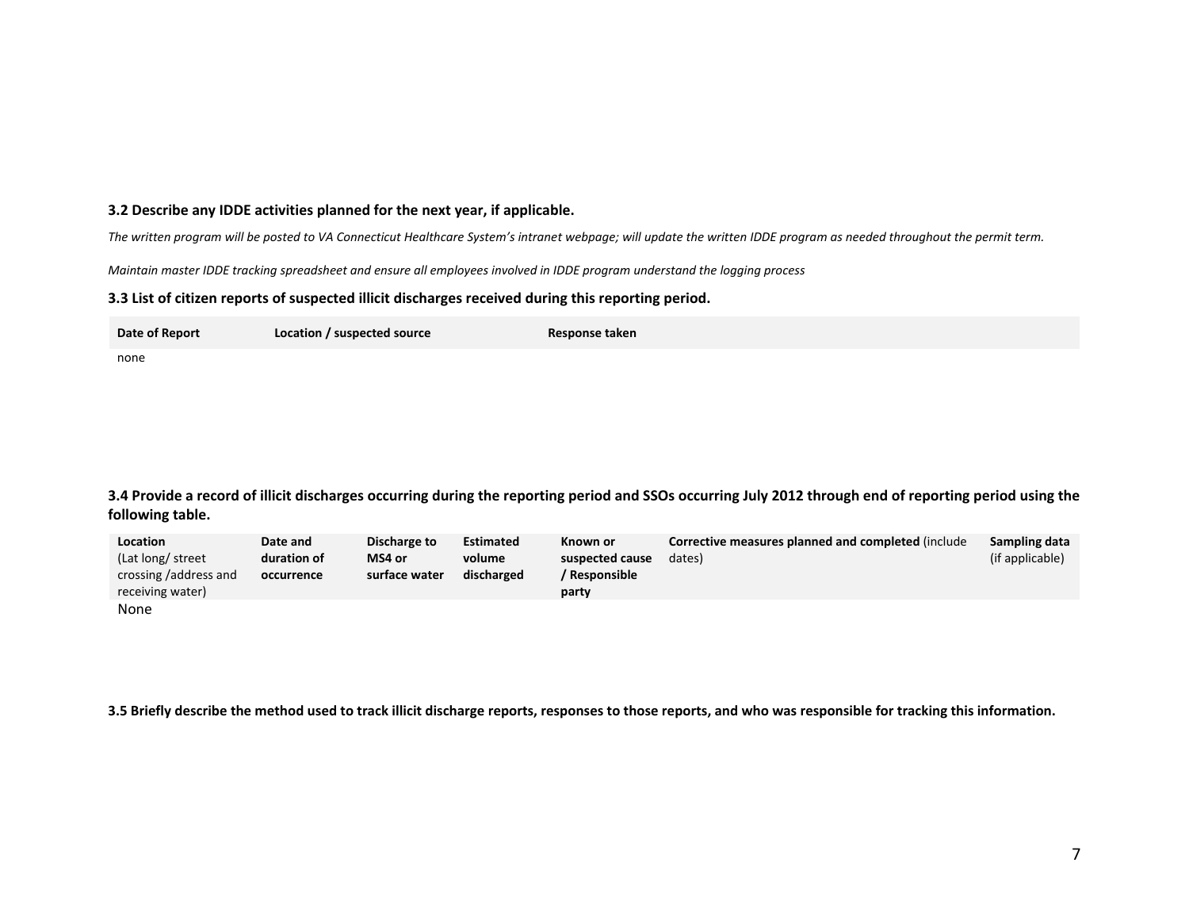**3.2 Describe any IDDE activities planned for the next year, if applicable.**

*The written program will be posted to VA Connecticut Healthcare System's intranet webpage; will update the written IDDE program as needed throughout the permit term.*

*Maintain master IDDE tracking spreadsheet and ensure all employees involved in IDDE program understand the logging process*

**3.3 List of citizen reports of suspected illicit discharges received during this reporting period.**

| Date of Report | Location / suspected source | Response taken |
|---|---|---|
| none | | |

**3.4 Provide a record of illicit discharges occurring during the reporting period and SSOs occurring July 2012 through end of reporting period using the following table.**

| **Location** (Lat long/ street crossing /address and receiving water) | **Date and duration of occurrence** | **Discharge to MS4 or surface water** | **Estimated volume discharged** | **Known or suspected cause / Responsible party** | **Corrective measures planned and completed** (include dates) | **Sampling data** (if applicable) |
|---|---|---|---|---|---|---|
| None | | | | | | |

**3.5 Briefly describe the method used to track illicit discharge reports, responses to those reports, and who was responsible for tracking this information.**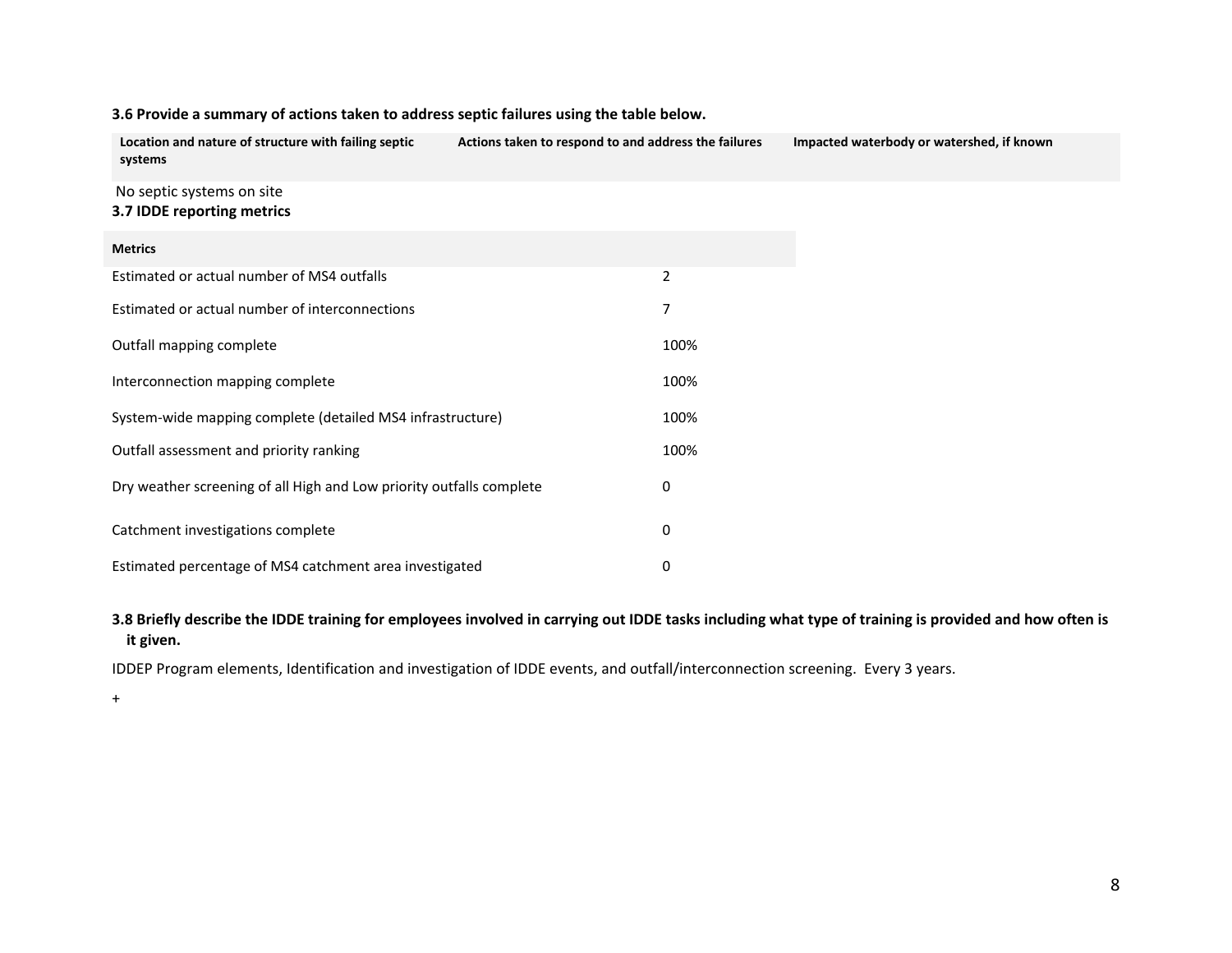**3.6 Provide a summary of actions taken to address septic failures using the table below.**

| Location and nature of structure with failing septic systems | Actions taken to respond to and address the failures | Impacted waterbody or watershed, if known |
|---|---|---|
| No septic systems on site | | |

**3.7 IDDE reporting metrics**

| Metrics | |
|---|---|
| Estimated or actual number of MS4 outfalls | 2 |
| Estimated or actual number of interconnections | 7 |
| Outfall mapping complete | 100% |
| Interconnection mapping complete | 100% |
| System-wide mapping complete (detailed MS4 infrastructure) | 100% |
| Outfall assessment and priority ranking | 100% |
| Dry weather screening of all High and Low priority outfalls complete | 0 |
| Catchment investigations complete | 0 |
| Estimated percentage of MS4 catchment area investigated | 0 |

**3.8 Briefly describe the IDDE training for employees involved in carrying out IDDE tasks including what type of training is provided and how often is it given.**

IDDEP Program elements, Identification and investigation of IDDE events, and outfall/interconnection screening. Every 3 years.

+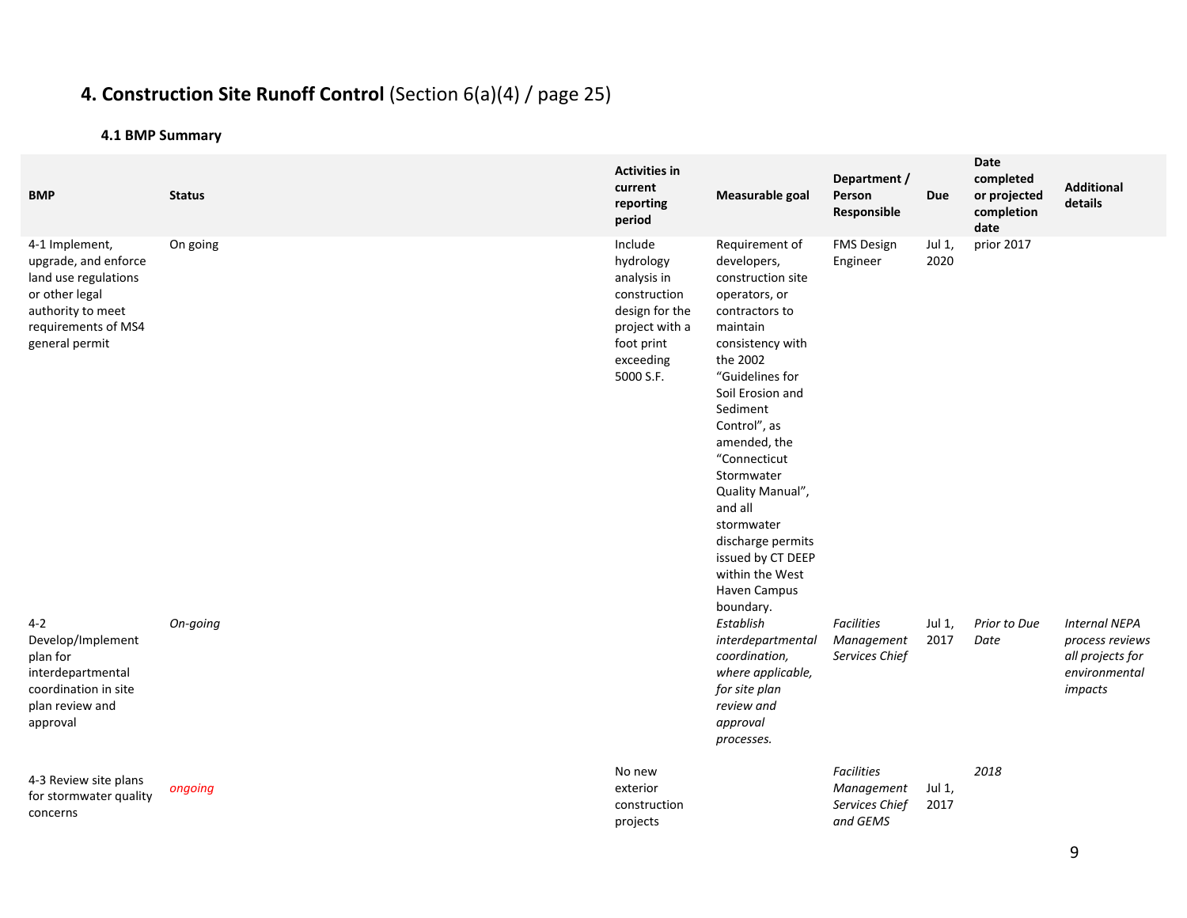# 4. Construction Site Runoff Control (Section 6(a)(4) / page 25)

### 4.1 BMP Summary

| BMP | Status | Activities in current reporting period | Measurable goal | Department / Person Responsible | Due | Date completed or projected completion date | Additional details |
|---|---|---|---|---|---|---|---|
| 4-1 Implement, upgrade, and enforce land use regulations or other legal authority to meet requirements of MS4 general permit | On going | Include hydrology analysis in construction design for the project with a foot print exceeding 5000 S.F. | Requirement of developers, construction site operators, or contractors to maintain consistency with the 2002 “Guidelines for Soil Erosion and Sediment Control”, as amended, the “Connecticut Stormwater Quality Manual”, and all stormwater discharge permits issued by CT DEEP within the West Haven Campus boundary. | FMS Design Engineer | Jul 1, 2020 | prior 2017 | |
| 4-2 Develop/Implement plan for interdepartmental coordination in site plan review and approval | *On-going* | | *Establish interdepartmental coordination, where applicable, for site plan review and approval processes.* | *Facilities Management Services Chief* | Jul 1, 2017 | *Prior to Due Date* | *Internal NEPA process reviews all projects for environmental impacts* |
| 4-3 Review site plans for stormwater quality concerns | *ongoing* | No new exterior construction projects | | *Facilities Management Services Chief and GEMS* | Jul 1, 2017 | *2018* | |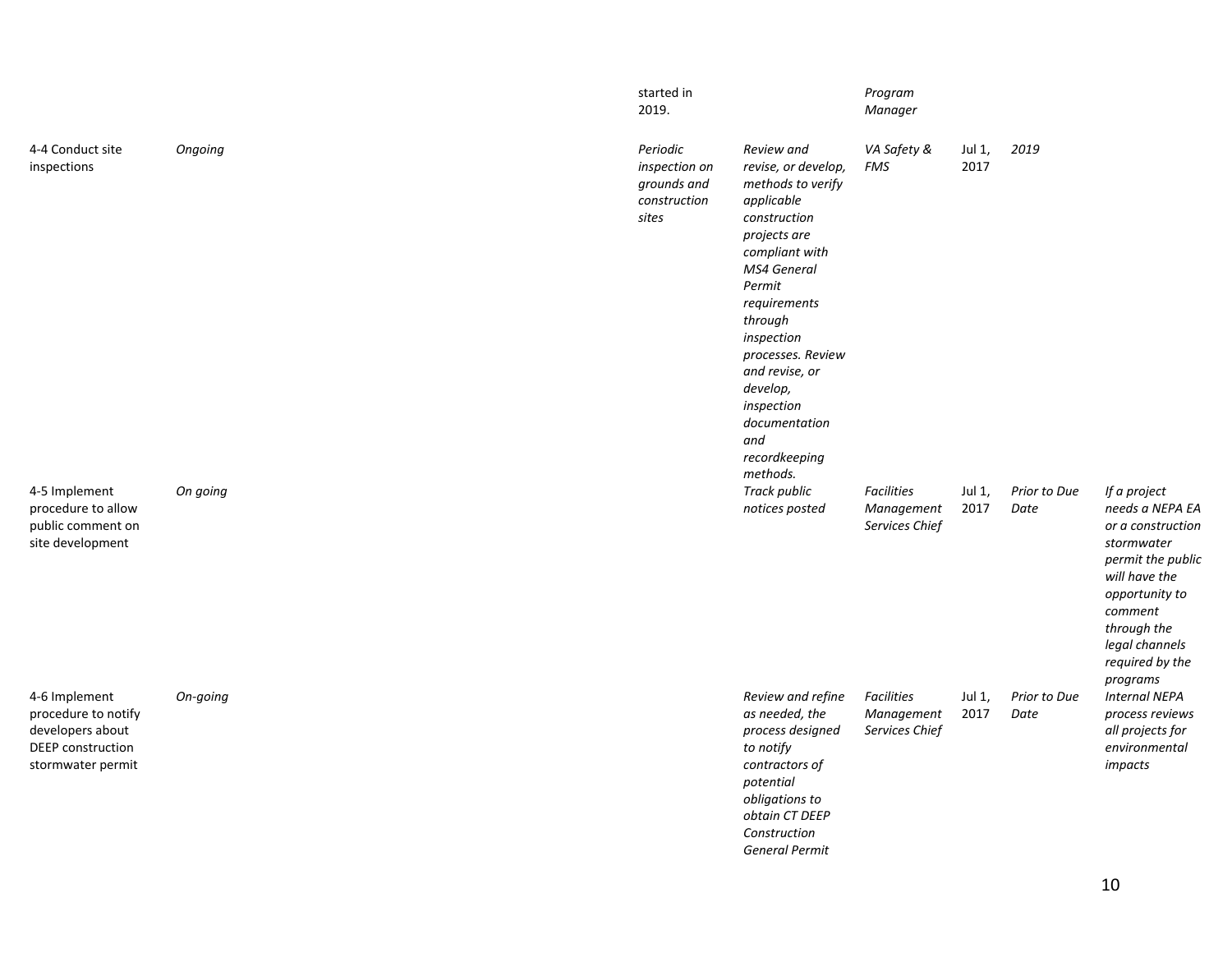| | | | | | | | |
|---|---|---|---|---|---|---|---|
| | | started in 2019. | | *Program Manager* | | | |
| 4-4 Conduct site inspections | *Ongoing* | *Periodic inspection on grounds and construction sites* | *Review and revise, or develop, methods to verify applicable construction projects are compliant with MS4 General Permit requirements through inspection processes. Review and revise, or develop, inspection documentation and recordkeeping methods.* | *VA Safety & FMS* | Jul 1, 2017 | *2019* | |
| 4-5 Implement procedure to allow public comment on site development | *On going* | | *Track public notices posted* | *Facilities Management Services Chief* | Jul 1, 2017 | *Prior to Due Date* | *If a project needs a NEPA EA or a construction stormwater permit the public will have the opportunity to comment through the legal channels required by the programs* |
| 4-6 Implement procedure to notify developers about DEEP construction stormwater permit | *On-going* | | *Review and refine as needed, the process designed to notify contractors of potential obligations to obtain CT DEEP Construction General Permit* | *Facilities Management Services Chief* | Jul 1, 2017 | *Prior to Due Date* | *Internal NEPA process reviews all projects for environmental impacts* |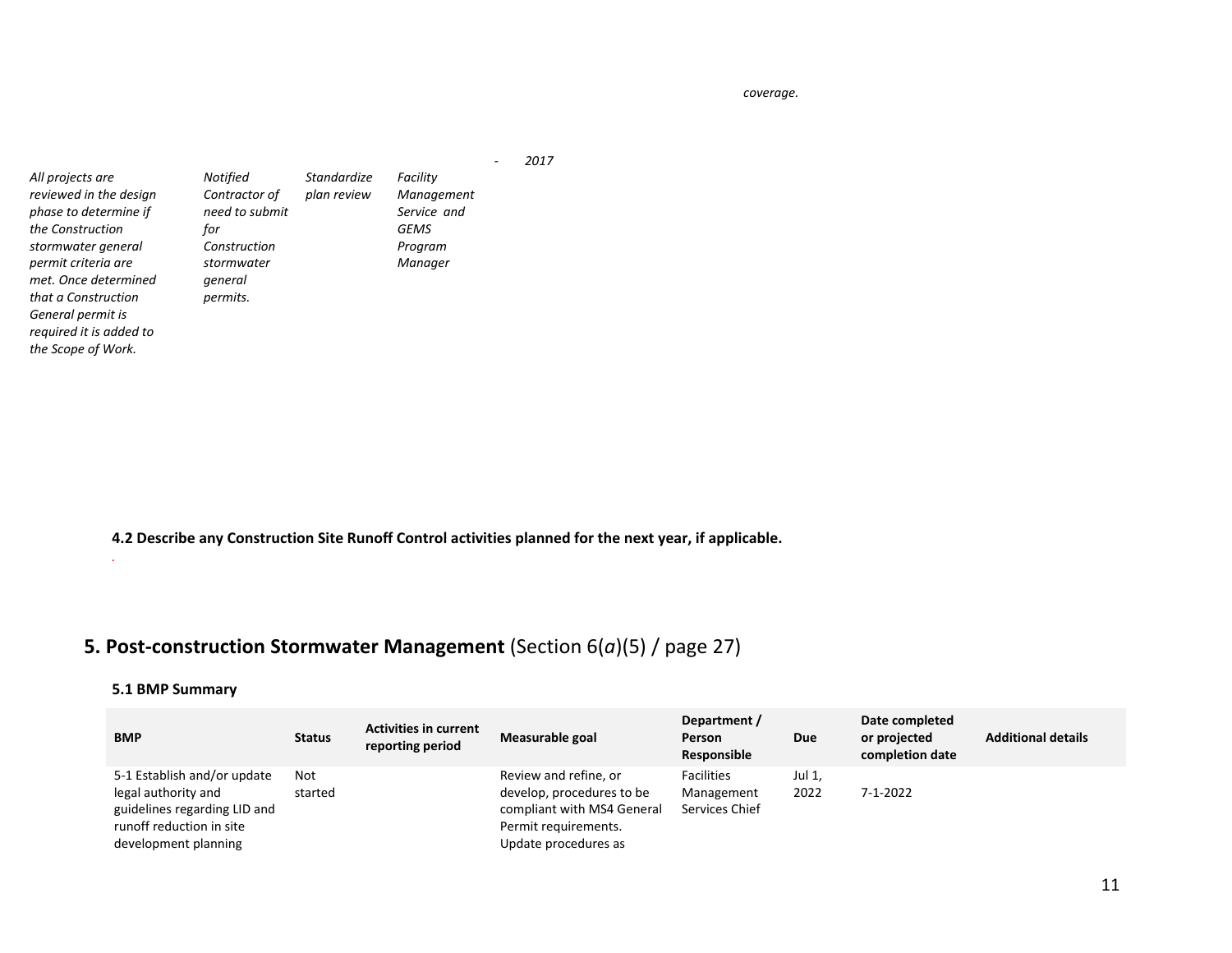*coverage.*

| | | | | | |
|---|---|---|---|---|---|
| | | | | - | *2017* |
| *All projects are reviewed in the design phase to determine if the Construction stormwater general permit criteria are met. Once determined that a Construction General permit is required it is added to the Scope of Work.* | *Notified Contractor of need to submit for Construction stormwater general permits.* | *Standardize plan review* | *Facility Management Service and GEMS Program Manager* | | |

**4.2 Describe any Construction Site Runoff Control activities planned for the next year, if applicable.**

.

## 5. Post-construction Stormwater Management (Section 6(*a*)(5) / page 27)

### 5.1 BMP Summary

| BMP | Status | Activities in current reporting period | Measurable goal | Department / Person Responsible | Due | Date completed or projected completion date | Additional details |
|---|---|---|---|---|---|---|---|
| 5-1 Establish and/or update legal authority and guidelines regarding LID and runoff reduction in site development planning | Not started | | Review and refine, or develop, procedures to be compliant with MS4 General Permit requirements. Update procedures as | Facilities Management Services Chief | Jul 1, 2022 | 7-1-2022 | |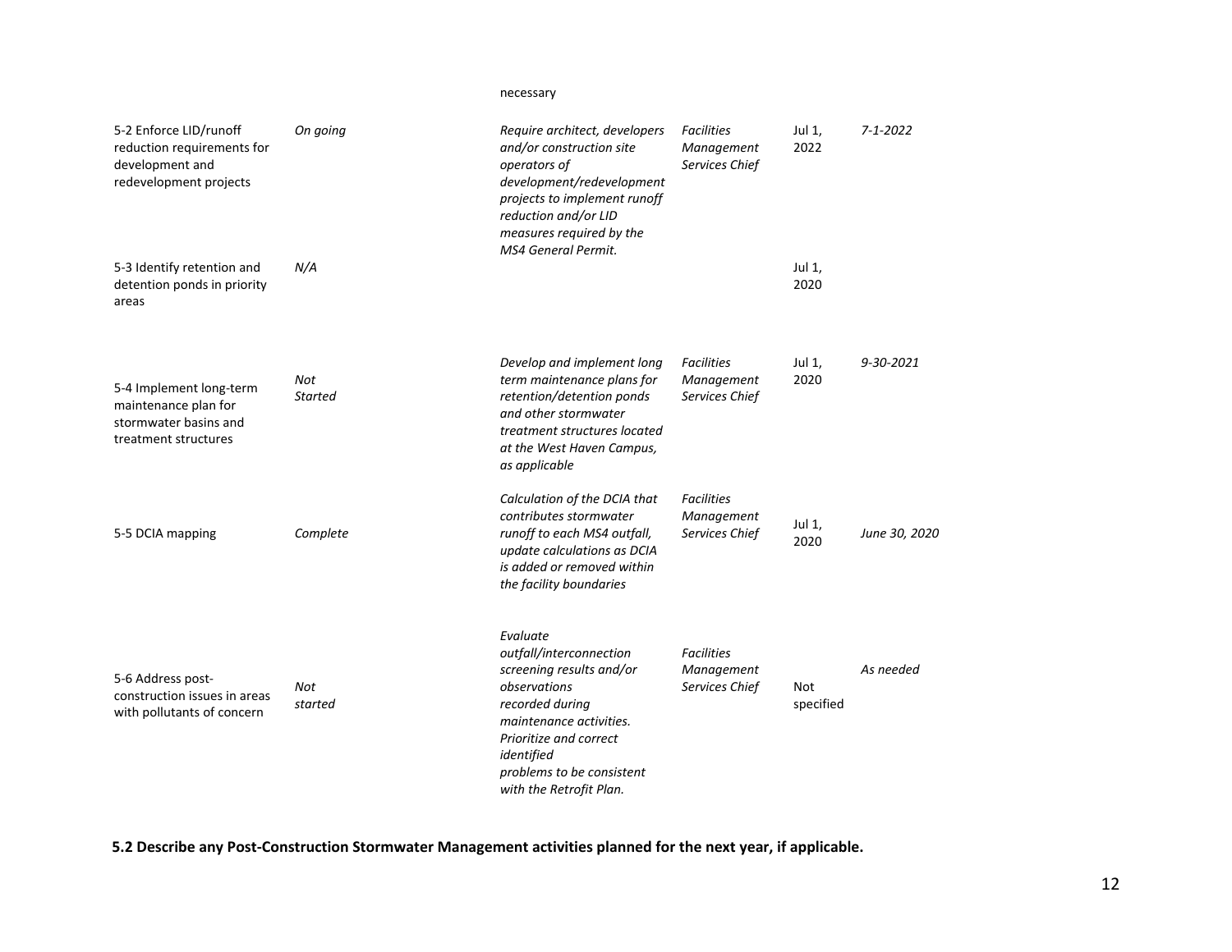| | | necessary | | | |
|---|---|---|---|---|---|
| 5-2 Enforce LID/runoff reduction requirements for development and redevelopment projects | *On going* | *Require architect, developers and/or construction site operators of development/redevelopment projects to implement runoff reduction and/or LID measures required by the MS4 General Permit.* | *Facilities Management Services Chief* | Jul 1, 2022 | *7-1-2022* |
| 5-3 Identify retention and detention ponds in priority areas | *N/A* | | | Jul 1, 2020 | |
| 5-4 Implement long-term maintenance plan for stormwater basins and treatment structures | *Not Started* | *Develop and implement long term maintenance plans for retention/detention ponds and other stormwater treatment structures located at the West Haven Campus, as applicable* | *Facilities Management Services Chief* | Jul 1, 2020 | *9-30-2021* |
| 5-5 DCIA mapping | *Complete* | *Calculation of the DCIA that contributes stormwater runoff to each MS4 outfall, update calculations as DCIA is added or removed within the facility boundaries* | *Facilities Management Services Chief* | Jul 1, 2020 | *June 30, 2020* |
| 5-6 Address post-construction issues in areas with pollutants of concern | *Not started* | *Evaluate outfall/interconnection screening results and/or observations recorded during maintenance activities. Prioritize and correct identified problems to be consistent with the Retrofit Plan.* | *Facilities Management Services Chief* | Not specified | *As needed* |

**5.2 Describe any Post-Construction Stormwater Management activities planned for the next year, if applicable.**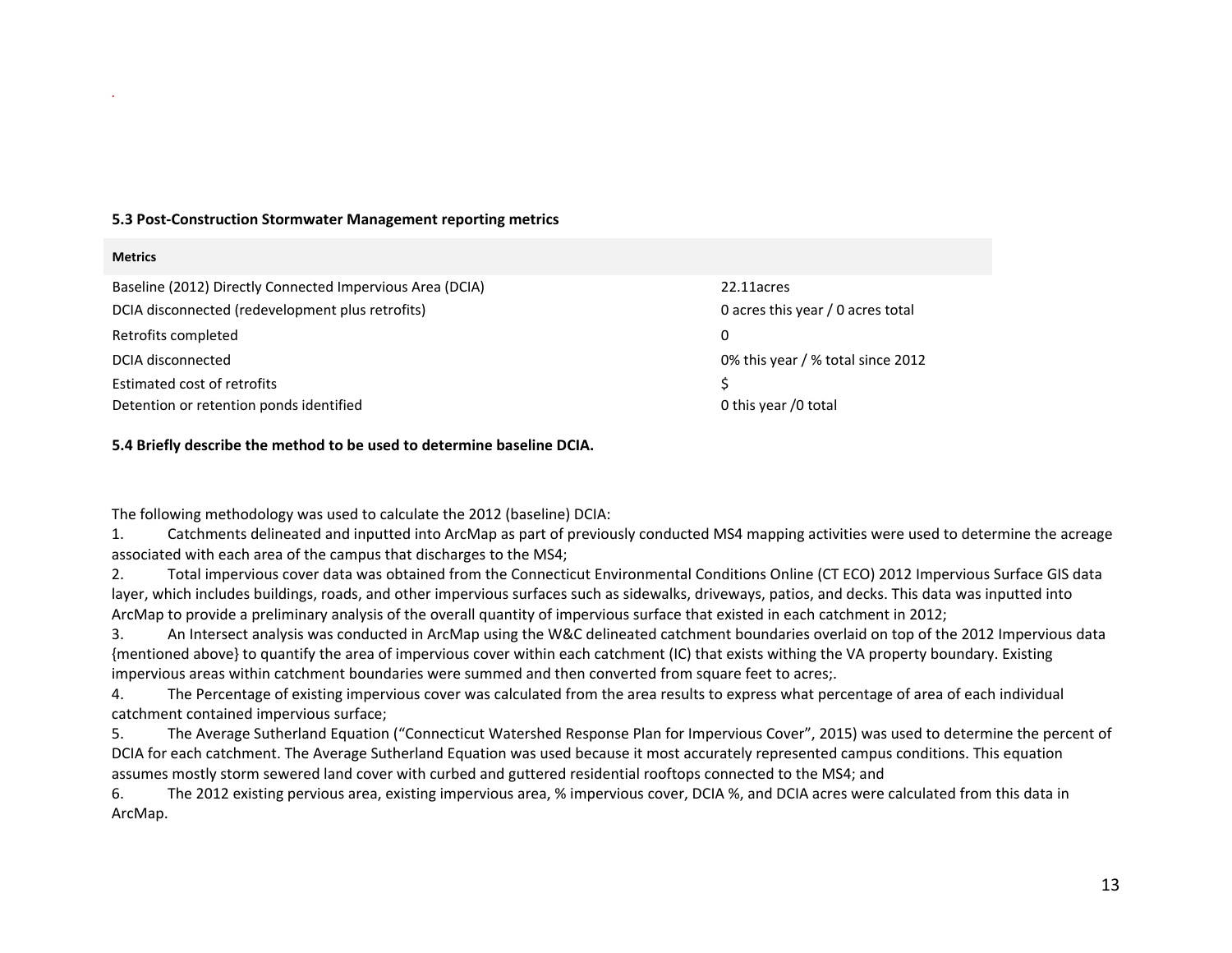### 5.3 Post-Construction Stormwater Management reporting metrics

| Metrics | |
|---|---|
| Baseline (2012) Directly Connected Impervious Area (DCIA) | 22.11acres |
| DCIA disconnected (redevelopment plus retrofits) | 0 acres this year / 0 acres total |
| Retrofits completed | 0 |
| DCIA disconnected | 0% this year / % total since 2012 |
| Estimated cost of retrofits | $ |
| Detention or retention ponds identified | 0 this year /0 total |

### 5.4 Briefly describe the method to be used to determine baseline DCIA.

The following methodology was used to calculate the 2012 (baseline) DCIA:

1. Catchments delineated and inputted into ArcMap as part of previously conducted MS4 mapping activities were used to determine the acreage associated with each area of the campus that discharges to the MS4;
2. Total impervious cover data was obtained from the Connecticut Environmental Conditions Online (CT ECO) 2012 Impervious Surface GIS data layer, which includes buildings, roads, and other impervious surfaces such as sidewalks, driveways, patios, and decks. This data was inputted into ArcMap to provide a preliminary analysis of the overall quantity of impervious surface that existed in each catchment in 2012;
3. An Intersect analysis was conducted in ArcMap using the W&C delineated catchment boundaries overlaid on top of the 2012 Impervious data {mentioned above} to quantify the area of impervious cover within each catchment (IC) that exists withing the VA property boundary. Existing impervious areas within catchment boundaries were summed and then converted from square feet to acres;.
4. The Percentage of existing impervious cover was calculated from the area results to express what percentage of area of each individual catchment contained impervious surface;
5. The Average Sutherland Equation ("Connecticut Watershed Response Plan for Impervious Cover", 2015) was used to determine the percent of DCIA for each catchment. The Average Sutherland Equation was used because it most accurately represented campus conditions. This equation assumes mostly storm sewered land cover with curbed and guttered residential rooftops connected to the MS4; and
6. The 2012 existing pervious area, existing impervious area, % impervious cover, DCIA %, and DCIA acres were calculated from this data in ArcMap.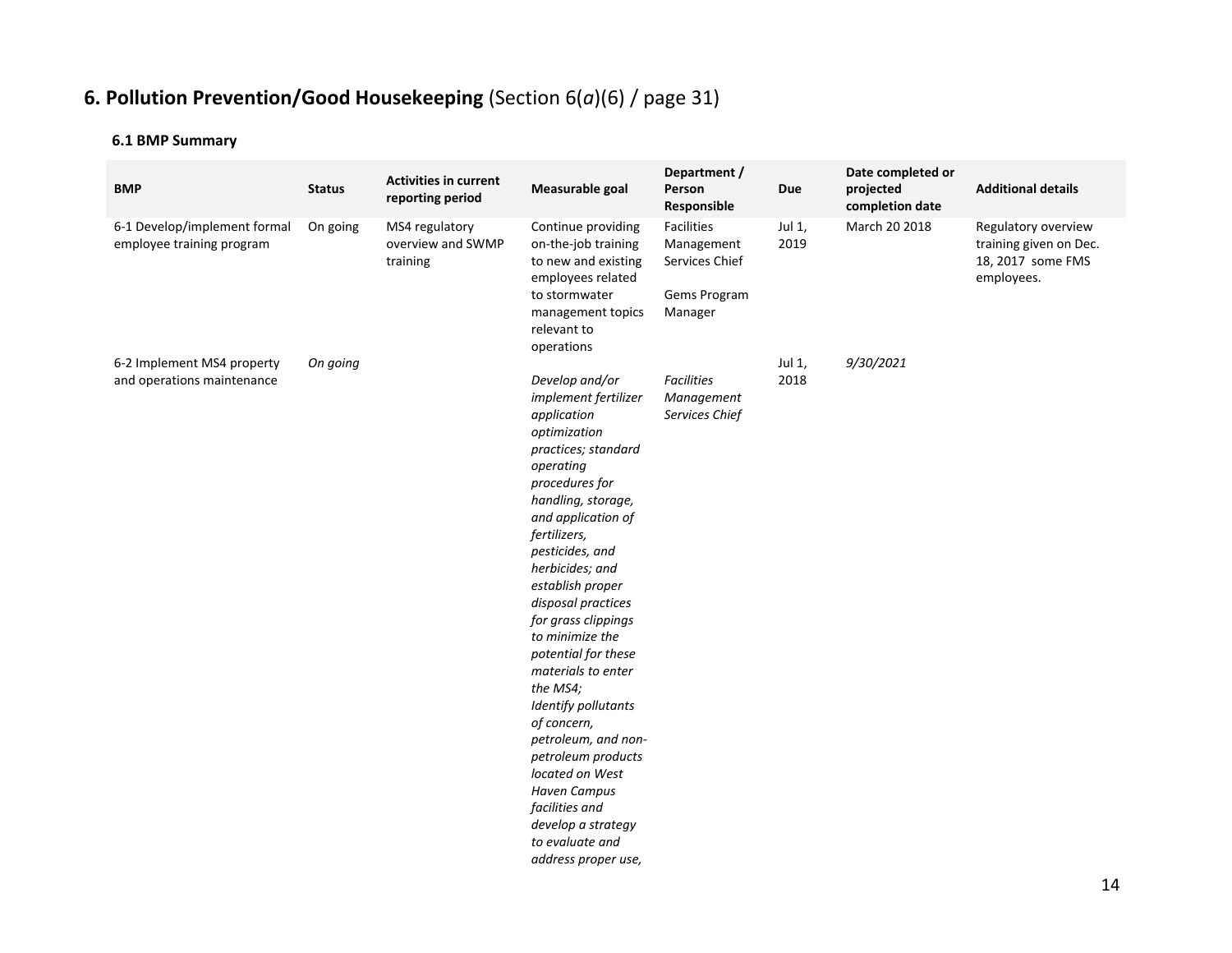# 6. Pollution Prevention/Good Housekeeping (Section 6(*a*)(6) / page 31)

### 6.1 BMP Summary

| BMP | Status | Activities in current reporting period | Measurable goal | Department / Person Responsible | Due | Date completed or projected completion date | Additional details |
|---|---|---|---|---|---|---|---|
| 6-1 Develop/implement formal employee training program | On going | MS4 regulatory overview and SWMP training | Continue providing on-the-job training to new and existing employees related to stormwater management topics relevant to operations | Facilities Management Services Chief<br><br>Gems Program Manager | Jul 1, 2019 | March 20 2018 | Regulatory overview training given on Dec. 18, 2017 some FMS employees. |
| 6-2 Implement MS4 property and operations maintenance | *On going* | | *Develop and/or implement fertilizer application optimization practices; standard operating procedures for handling, storage, and application of fertilizers, pesticides, and herbicides; and establish proper disposal practices for grass clippings to minimize the potential for these materials to enter the MS4;*<br>*Identify pollutants of concern, petroleum, and non-petroleum products located on West Haven Campus facilities and develop a strategy to evaluate and address proper use,* | *Facilities Management Services Chief* | Jul 1, 2018 | *9/30/2021* | |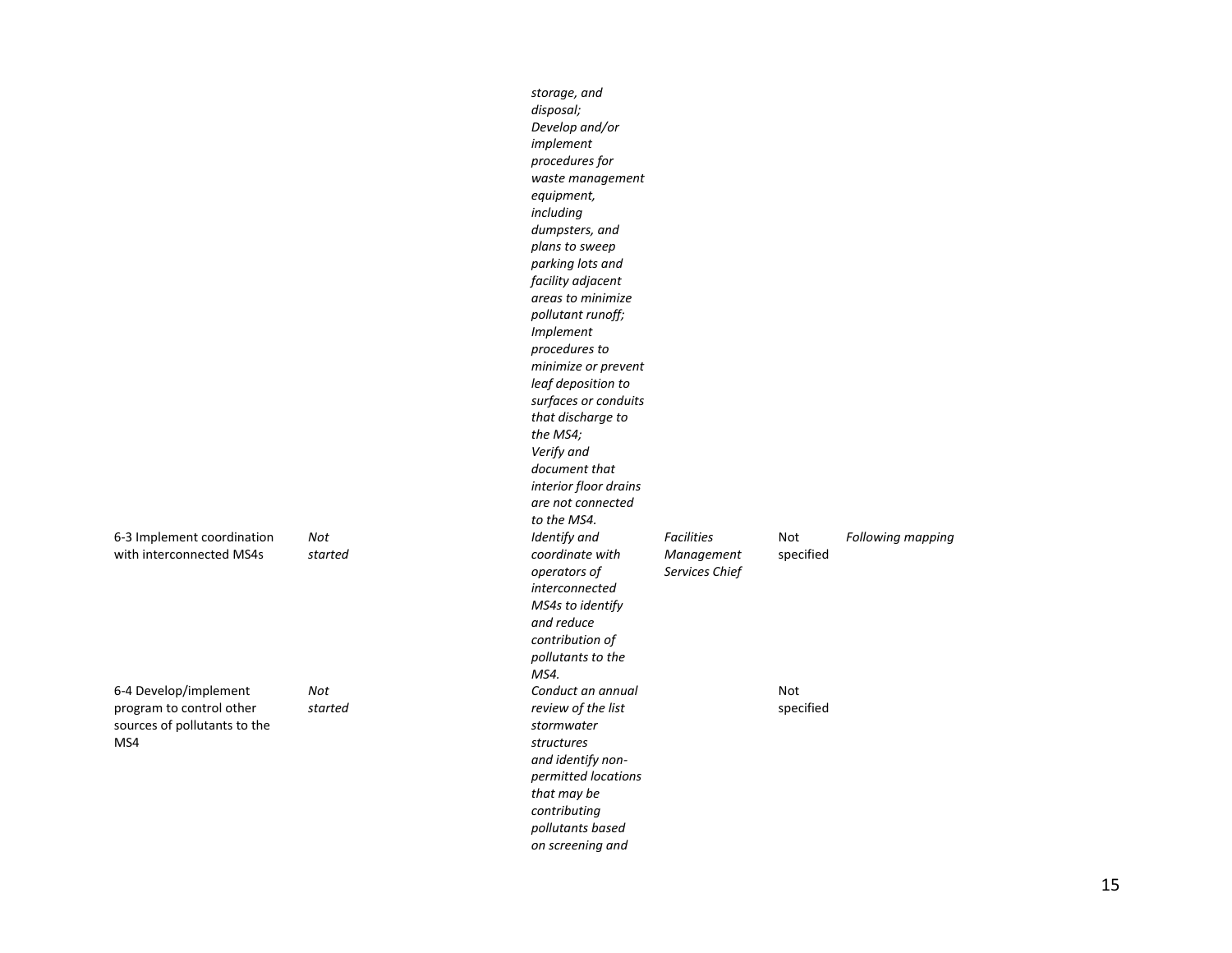| | | | | | |
|---|---|---|---|---|---|
| | | *storage, and disposal; Develop and/or implement procedures for waste management equipment, including dumpsters, and plans to sweep parking lots and facility adjacent areas to minimize pollutant runoff; Implement procedures to minimize or prevent leaf deposition to surfaces or conduits that discharge to the MS4; Verify and document that interior floor drains are not connected to the MS4.* | | | |
| 6-3 Implement coordination with interconnected MS4s | *Not started* | *Identify and coordinate with operators of interconnected MS4s to identify and reduce contribution of pollutants to the MS4.* | *Facilities Management Services Chief* | Not specified | *Following mapping* |
| 6-4 Develop/implement program to control other sources of pollutants to the MS4 | *Not started* | *Conduct an annual review of the list stormwater structures and identify non-permitted locations that may be contributing pollutants based on screening and* | | Not specified | |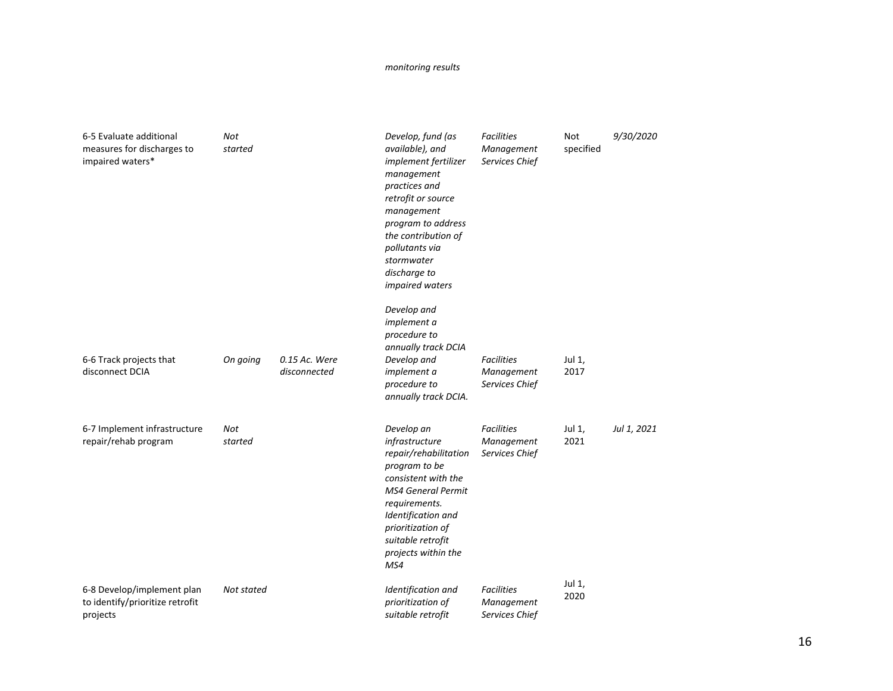| | | | *monitoring results* | | | |
|---|---|---|---|---|---|---|
| 6-5 Evaluate additional measures for discharges to impaired waters* | *Not started* | | *Develop, fund (as available), and implement fertilizer management practices and retrofit or source management program to address the contribution of pollutants via stormwater discharge to impaired waters* | *Facilities Management Services Chief* | Not specified | *9/30/2020* |
| 6-6 Track projects that disconnect DCIA | *On going* | *0.15 Ac. Were disconnected* | *Develop and implement a procedure to annually track DCIA Develop and implement a procedure to annually track DCIA.* | *Facilities Management Services Chief* | Jul 1, 2017 | |
| 6-7 Implement infrastructure repair/rehab program | *Not started* | | *Develop an infrastructure repair/rehabilitation program to be consistent with the MS4 General Permit requirements. Identification and prioritization of suitable retrofit projects within the MS4* | *Facilities Management Services Chief* | Jul 1, 2021 | *Jul 1, 2021* |
| 6-8 Develop/implement plan to identify/prioritize retrofit projects | *Not stated* | | *Identification and prioritization of suitable retrofit* | *Facilities Management Services Chief* | Jul 1, 2020 | |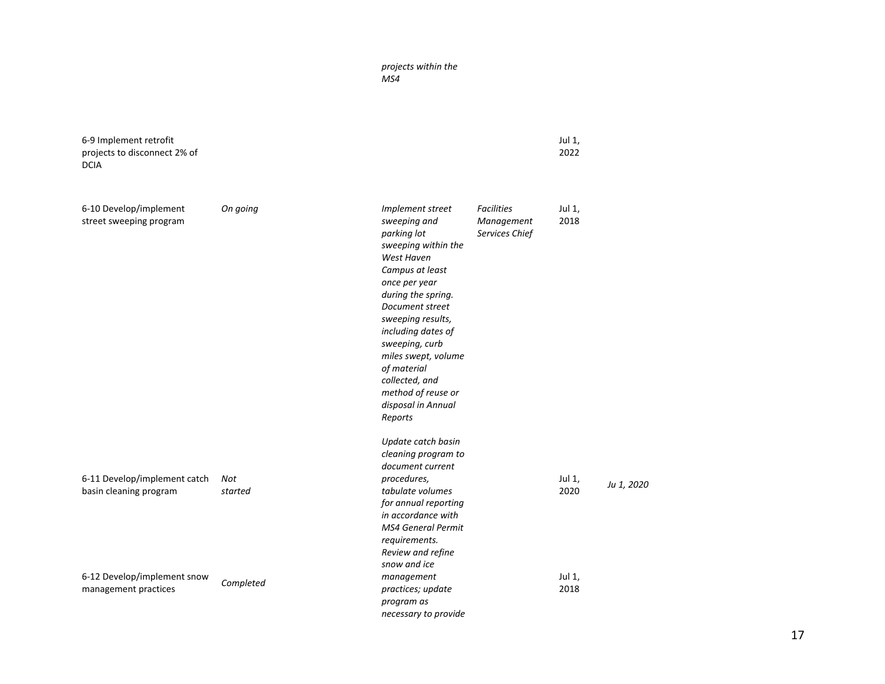| | | | | | |
|---|---|---|---|---|---|
| | | *projects within the MS4* | | | |
| 6-9 Implement retrofit projects to disconnect 2% of DCIA | | | | Jul 1, 2022 | |
| 6-10 Develop/implement street sweeping program | *On going* | *Implement street sweeping and parking lot sweeping within the West Haven Campus at least once per year during the spring. Document street sweeping results, including dates of sweeping, curb miles swept, volume of material collected, and method of reuse or disposal in Annual Reports* | *Facilities Management Services Chief* | Jul 1, 2018 | |
| 6-11 Develop/implement catch basin cleaning program | *Not started* | *Update catch basin cleaning program to document current procedures, tabulate volumes for annual reporting in accordance with MS4 General Permit requirements.* | | Jul 1, 2020 | *Ju 1, 2020* |
| 6-12 Develop/implement snow management practices | *Completed* | *Review and refine snow and ice management practices; update program as necessary to provide* | | Jul 1, 2018 | |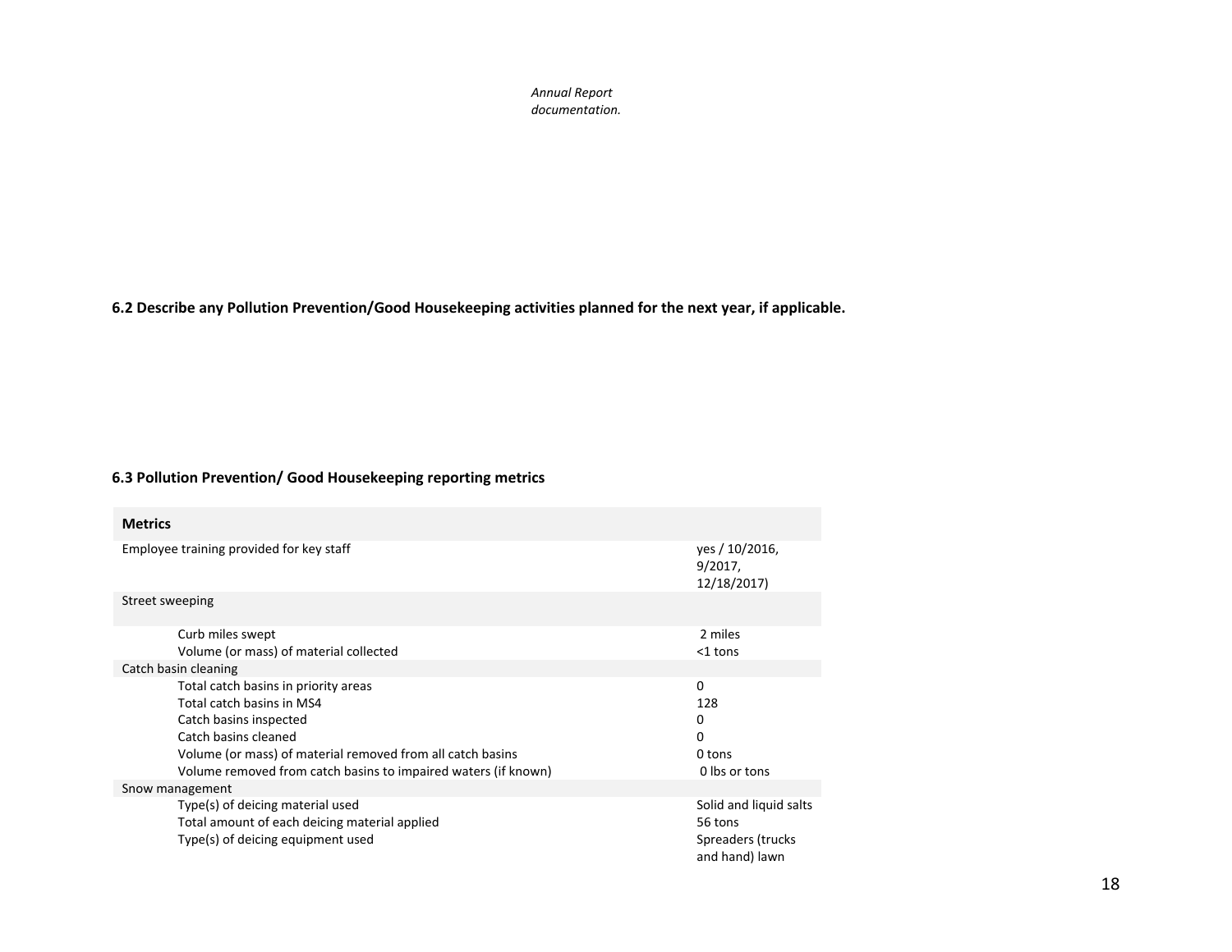*Annual Report documentation.*

**6.2 Describe any Pollution Prevention/Good Housekeeping activities planned for the next year, if applicable.**

**6.3 Pollution Prevention/ Good Housekeeping reporting metrics**

| **Metrics** | |
|---|---|
| Employee training provided for key staff | yes / 10/2016, 9/2017, 12/18/2017) |
| Street sweeping | |
| Curb miles swept | 2 miles |
| Volume (or mass) of material collected | <1 tons |
| Catch basin cleaning | |
| Total catch basins in priority areas | 0 |
| Total catch basins in MS4 | 128 |
| Catch basins inspected | 0 |
| Catch basins cleaned | 0 |
| Volume (or mass) of material removed from all catch basins | 0 tons |
| Volume removed from catch basins to impaired waters (if known) | 0 lbs or tons |
| Snow management | |
| Type(s) of deicing material used | Solid and liquid salts |
| Total amount of each deicing material applied | 56 tons |
| Type(s) of deicing equipment used | Spreaders (trucks and hand) lawn |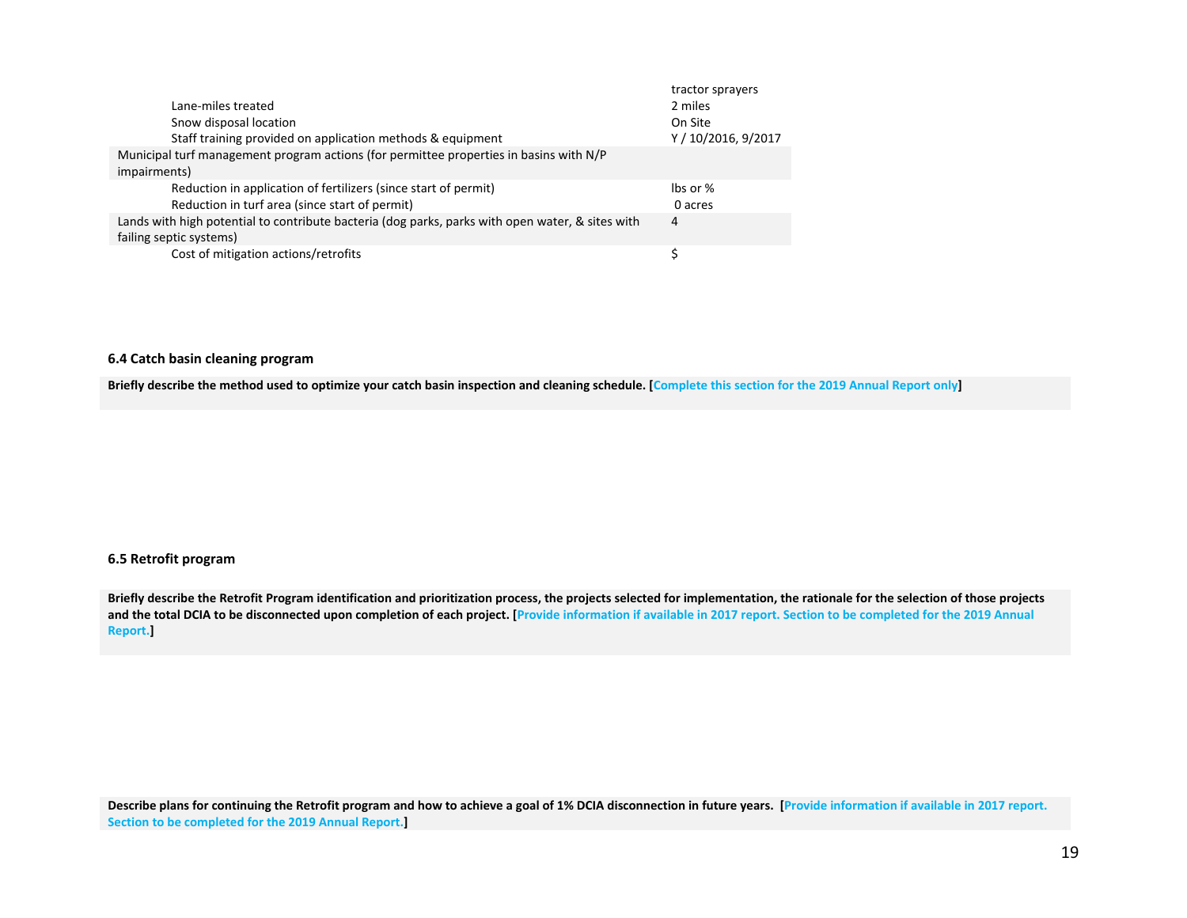| | |
|---|---|
| | tractor sprayers |
| Lane-miles treated | 2 miles |
| Snow disposal location | On Site |
| Staff training provided on application methods & equipment | Y / 10/2016, 9/2017 |
| Municipal turf management program actions (for permittee properties in basins with N/P impairments) | |
| Reduction in application of fertilizers (since start of permit) | lbs or % |
| Reduction in turf area (since start of permit) | 0 acres |
| Lands with high potential to contribute bacteria (dog parks, parks with open water, & sites with failing septic systems) | 4 |
| Cost of mitigation actions/retrofits | $ |

### 6.4 Catch basin cleaning program

**Briefly describe the method used to optimize your catch basin inspection and cleaning schedule. [Complete this section for the 2019 Annual Report only]**

### 6.5 Retrofit program

**Briefly describe the Retrofit Program identification and prioritization process, the projects selected for implementation, the rationale for the selection of those projects and the total DCIA to be disconnected upon completion of each project. [Provide information if available in 2017 report. Section to be completed for the 2019 Annual Report.]**

**Describe plans for continuing the Retrofit program and how to achieve a goal of 1% DCIA disconnection in future years. [Provide information if available in 2017 report. Section to be completed for the 2019 Annual Report.]**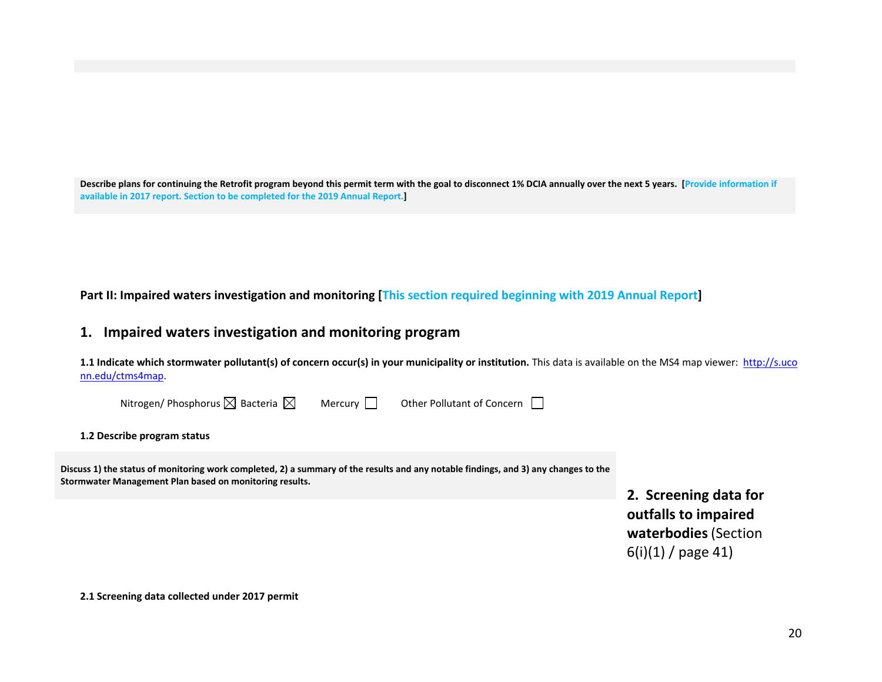**Describe plans for continuing the Retrofit program beyond this permit term with the goal to disconnect 1% DCIA annually over the next 5 years. [Provide information if available in 2017 report. Section to be completed for the 2019 Annual Report.]**

## Part II: Impaired waters investigation and monitoring [This section required beginning with 2019 Annual Report]

## 1. Impaired waters investigation and monitoring program

**1.1 Indicate which stormwater pollutant(s) of concern occur(s) in your municipality or institution.** This data is available on the MS4 map viewer: http://s.uconn.edu/ctms4map.

Nitrogen/ Phosphorus ☒ Bacteria ☒ Mercury ☐ Other Pollutant of Concern ☐

**1.2 Describe program status**

**Discuss 1) the status of monitoring work completed, 2) a summary of the results and any notable findings, and 3) any changes to the Stormwater Management Plan based on monitoring results.**

## 2. Screening data for outfalls to impaired waterbodies (Section 6(i)(1) / page 41)

**2.1 Screening data collected under 2017 permit**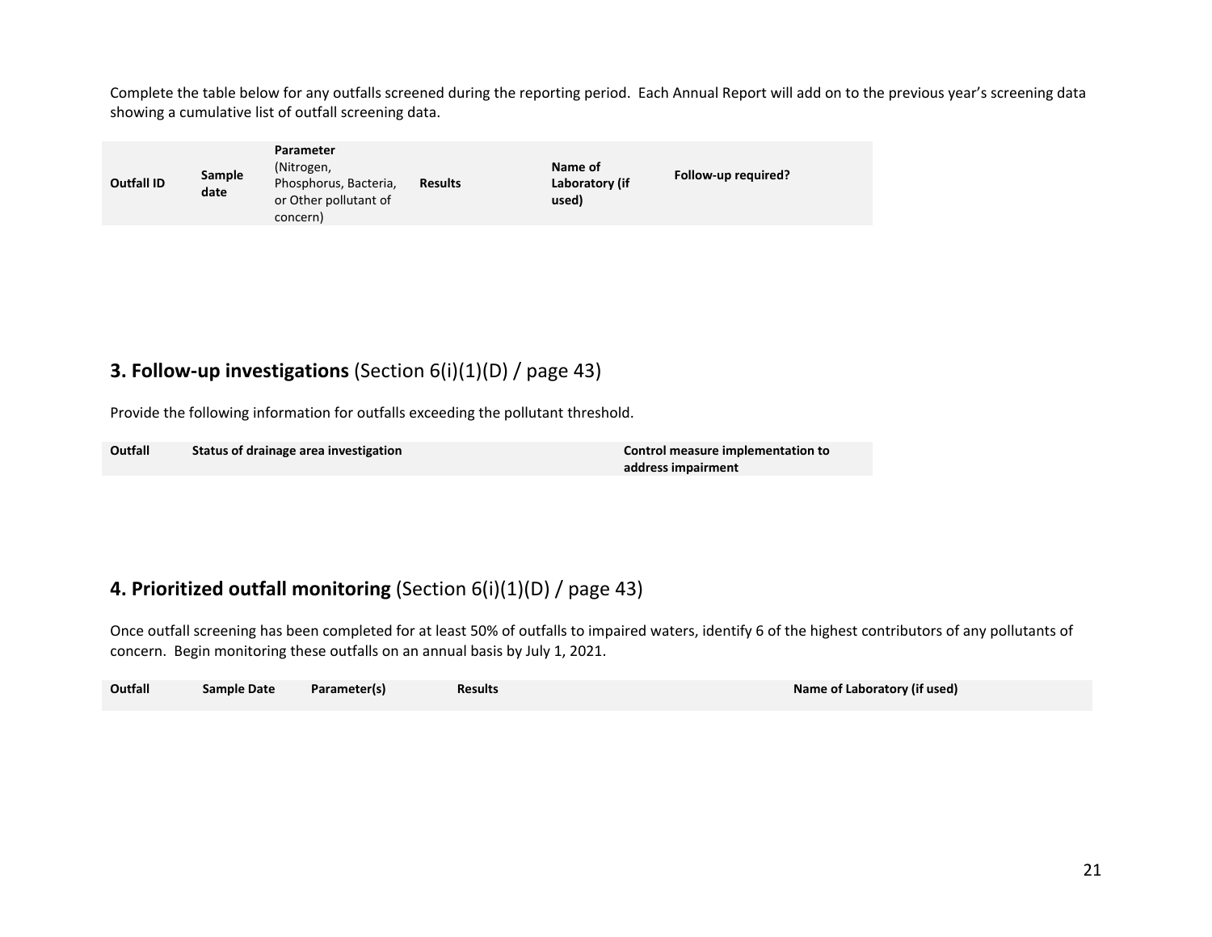Complete the table below for any outfalls screened during the reporting period. Each Annual Report will add on to the previous year's screening data showing a cumulative list of outfall screening data.

| Outfall ID | Sample date | Parameter (Nitrogen, Phosphorus, Bacteria, or Other pollutant of concern) | Results | Name of Laboratory (if used) | Follow-up required? |
|---|---|---|---|---|---|

## 3. Follow-up investigations (Section 6(i)(1)(D) / page 43)

Provide the following information for outfalls exceeding the pollutant threshold.

| Outfall | Status of drainage area investigation | Control measure implementation to address impairment |
|---|---|---|

## 4. Prioritized outfall monitoring (Section 6(i)(1)(D) / page 43)

Once outfall screening has been completed for at least 50% of outfalls to impaired waters, identify 6 of the highest contributors of any pollutants of concern. Begin monitoring these outfalls on an annual basis by July 1, 2021.

| Outfall | Sample Date | Parameter(s) | Results | Name of Laboratory (if used) |
|---|---|---|---|---|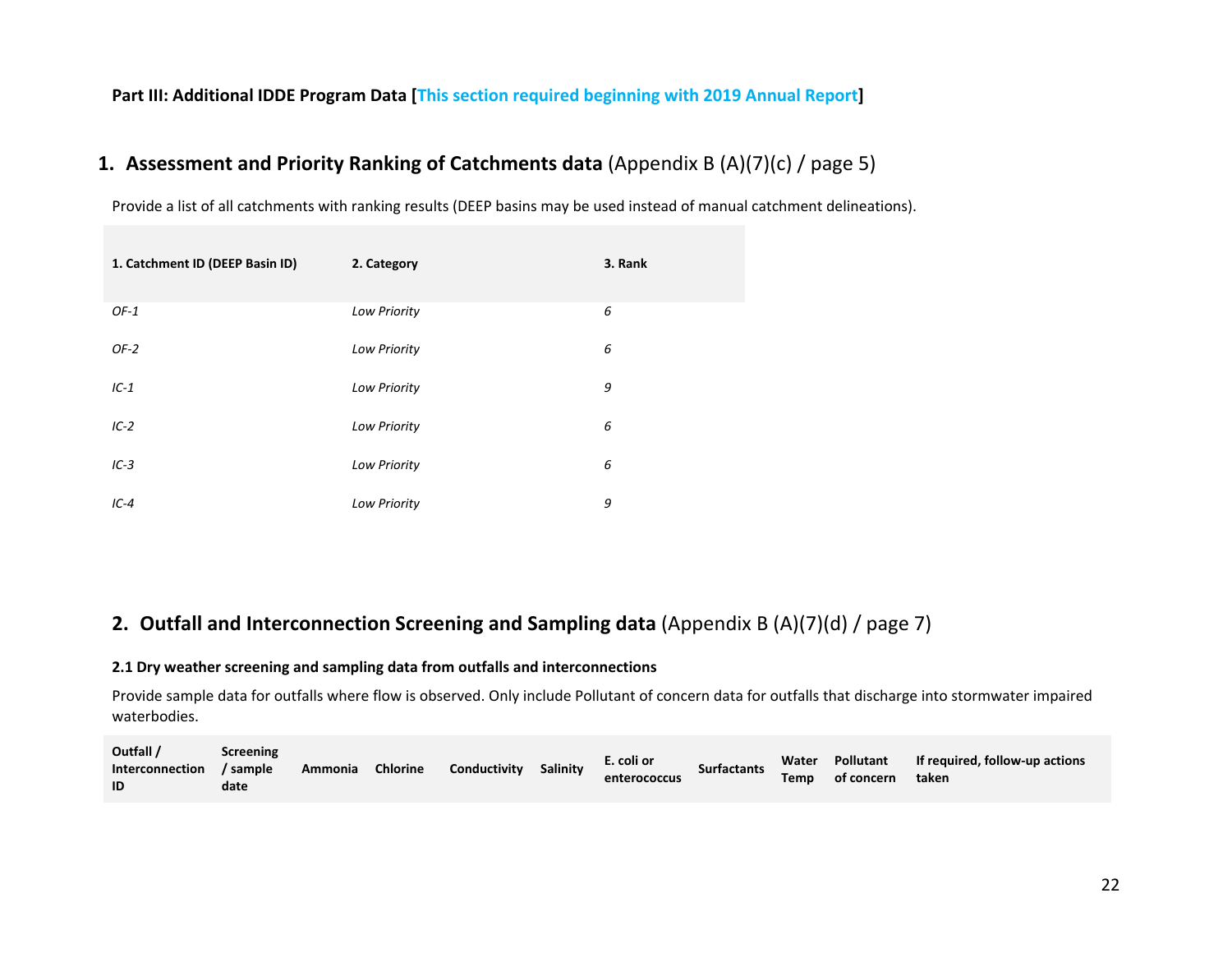**Part III: Additional IDDE Program Data [This section required beginning with 2019 Annual Report]**

## 1. Assessment and Priority Ranking of Catchments data (Appendix B (A)(7)(c) / page 5)

Provide a list of all catchments with ranking results (DEEP basins may be used instead of manual catchment delineations).

| 1. Catchment ID (DEEP Basin ID) | 2. Category | 3. Rank |
|---|---|---|
| *OF-1* | *Low Priority* | *6* |
| *OF-2* | *Low Priority* | *6* |
| *IC-1* | *Low Priority* | *9* |
| *IC-2* | *Low Priority* | *6* |
| *IC-3* | *Low Priority* | *6* |
| *IC-4* | *Low Priority* | *9* |

## 2. Outfall and Interconnection Screening and Sampling data (Appendix B (A)(7)(d) / page 7)

**2.1 Dry weather screening and sampling data from outfalls and interconnections**

Provide sample data for outfalls where flow is observed. Only include Pollutant of concern data for outfalls that discharge into stormwater impaired waterbodies.

| Outfall / Interconnection ID | Screening / sample date | Ammonia | Chlorine | Conductivity | Salinity | E. coli or enterococcus | Surfactants | Water Temp | Pollutant of concern | If required, follow-up actions taken |
|---|---|---|---|---|---|---|---|---|---|---|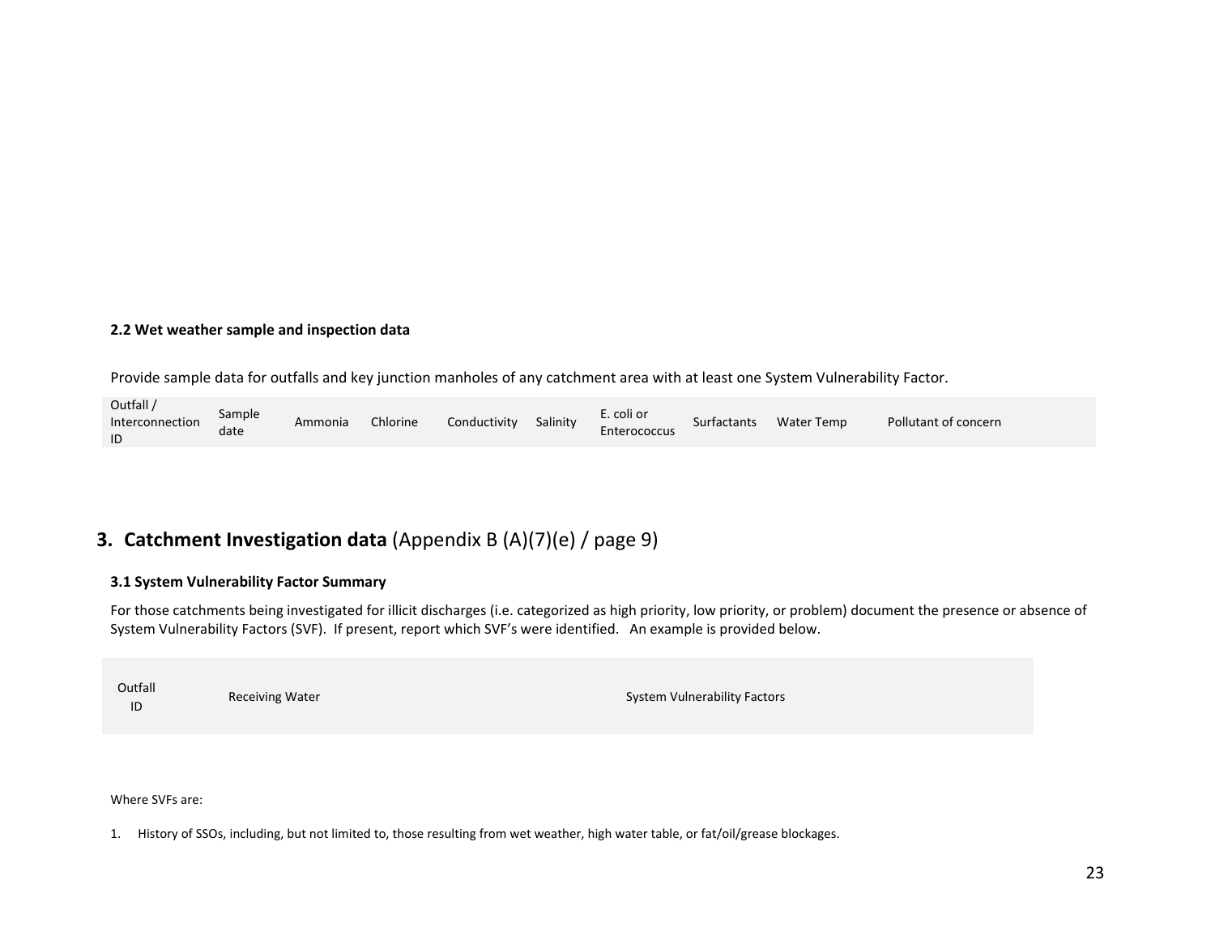### 2.2 Wet weather sample and inspection data

Provide sample data for outfalls and key junction manholes of any catchment area with at least one System Vulnerability Factor.

| Outfall / Interconnection ID | Sample date | Ammonia | Chlorine | Conductivity | Salinity | E. coli or Enterococcus | Surfactants | Water Temp | Pollutant of concern |
|---|---|---|---|---|---|---|---|---|---|

## 3. Catchment Investigation data (Appendix B (A)(7)(e) / page 9)

### 3.1 System Vulnerability Factor Summary

For those catchments being investigated for illicit discharges (i.e. categorized as high priority, low priority, or problem) document the presence or absence of System Vulnerability Factors (SVF). If present, report which SVF's were identified. An example is provided below.

| Outfall ID | Receiving Water | System Vulnerability Factors |
|---|---|---|

Where SVFs are:

1. History of SSOs, including, but not limited to, those resulting from wet weather, high water table, or fat/oil/grease blockages.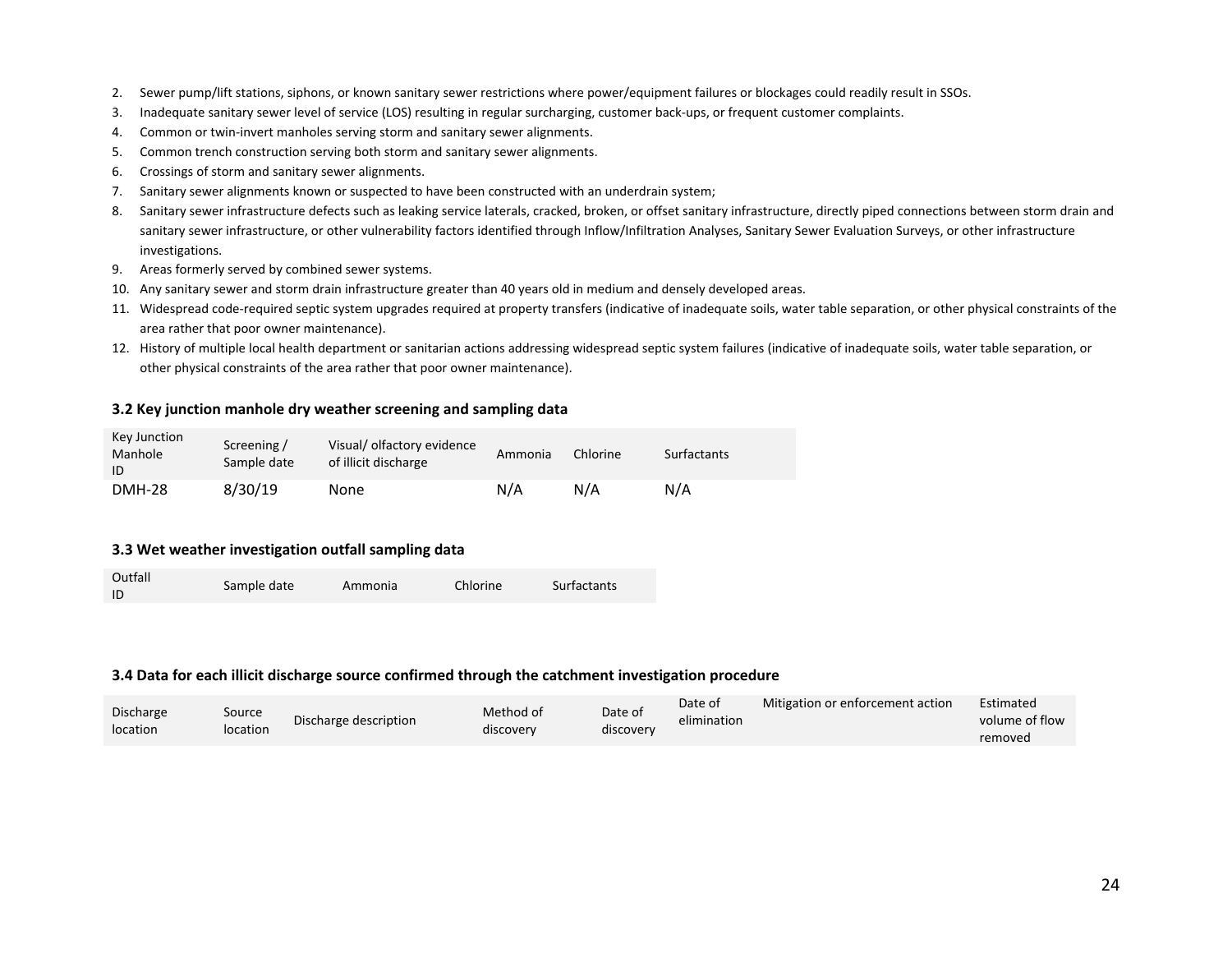2. Sewer pump/lift stations, siphons, or known sanitary sewer restrictions where power/equipment failures or blockages could readily result in SSOs.
3. Inadequate sanitary sewer level of service (LOS) resulting in regular surcharging, customer back-ups, or frequent customer complaints.
4. Common or twin-invert manholes serving storm and sanitary sewer alignments.
5. Common trench construction serving both storm and sanitary sewer alignments.
6. Crossings of storm and sanitary sewer alignments.
7. Sanitary sewer alignments known or suspected to have been constructed with an underdrain system;
8. Sanitary sewer infrastructure defects such as leaking service laterals, cracked, broken, or offset sanitary infrastructure, directly piped connections between storm drain and sanitary sewer infrastructure, or other vulnerability factors identified through Inflow/Infiltration Analyses, Sanitary Sewer Evaluation Surveys, or other infrastructure investigations.
9. Areas formerly served by combined sewer systems.
10. Any sanitary sewer and storm drain infrastructure greater than 40 years old in medium and densely developed areas.
11. Widespread code-required septic system upgrades required at property transfers (indicative of inadequate soils, water table separation, or other physical constraints of the area rather that poor owner maintenance).
12. History of multiple local health department or sanitarian actions addressing widespread septic system failures (indicative of inadequate soils, water table separation, or other physical constraints of the area rather that poor owner maintenance).

### 3.2 Key junction manhole dry weather screening and sampling data

| Key Junction Manhole ID | Screening / Sample date | Visual/ olfactory evidence of illicit discharge | Ammonia | Chlorine | Surfactants |
|---|---|---|---|---|---|
| DMH-28 | 8/30/19 | None | N/A | N/A | N/A |

### 3.3 Wet weather investigation outfall sampling data

| Outfall ID | Sample date | Ammonia | Chlorine | Surfactants |
|---|---|---|---|---|

### 3.4 Data for each illicit discharge source confirmed through the catchment investigation procedure

| Discharge location | Source location | Discharge description | Method of discovery | Date of discovery | Date of elimination | Mitigation or enforcement action | Estimated volume of flow removed |
|---|---|---|---|---|---|---|---|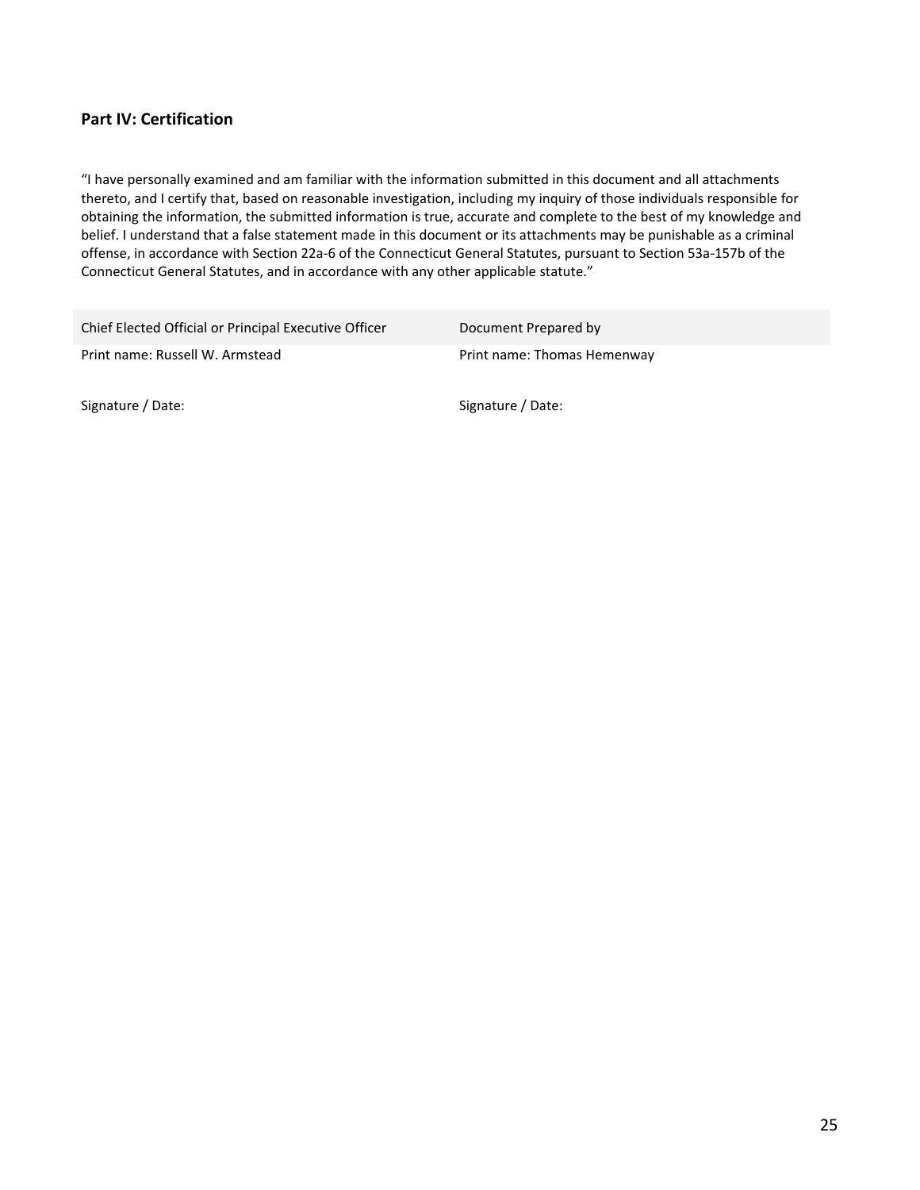## Part IV: Certification

"I have personally examined and am familiar with the information submitted in this document and all attachments thereto, and I certify that, based on reasonable investigation, including my inquiry of those individuals responsible for obtaining the information, the submitted information is true, accurate and complete to the best of my knowledge and belief. I understand that a false statement made in this document or its attachments may be punishable as a criminal offense, in accordance with Section 22a-6 of the Connecticut General Statutes, pursuant to Section 53a-157b of the Connecticut General Statutes, and in accordance with any other applicable statute."

| Chief Elected Official or Principal Executive Officer | Document Prepared by |
|---|---|
| Print name: Russell W. Armstead | Print name: Thomas Hemenway |
| Signature / Date: | Signature / Date: |